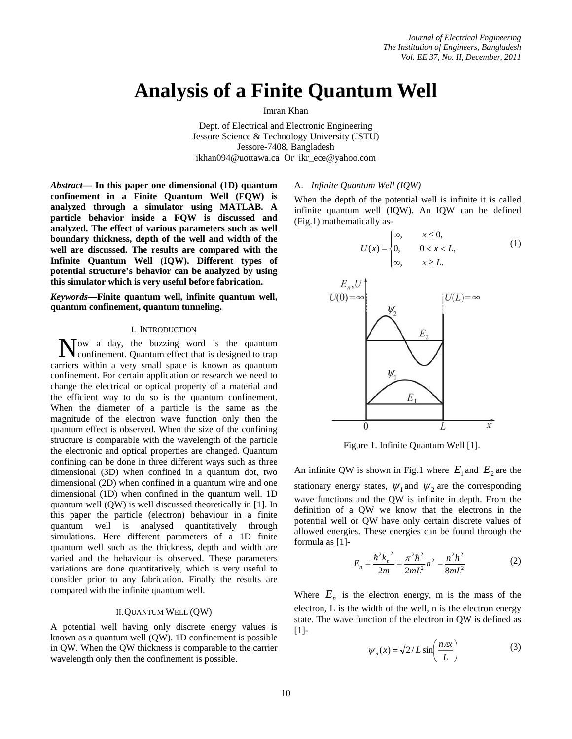# Analysis of a Finite Quantum Well

Imran Khan

Dept. of Electrical and Electronic Engineering
Jessore Science & Technology University (JSTU)
Jessore-7408, Bangladesh
ikhan094@uottawa.ca Or ikr_ece@yahoo.com

***Abstract*— In this paper one dimensional (1D) quantum confinement in a Finite Quantum Well (FQW) is analyzed through a simulator using MATLAB. A particle behavior inside a FQW is discussed and analyzed. The effect of various parameters such as well boundary thickness, depth of the well and width of the well are discussed. The results are compared with the Infinite Quantum Well (IQW). Different types of potential structure's behavior can be analyzed by using this simulator which is very useful before fabrication.**

***Keywords*—Finite quantum well, infinite quantum well, quantum confinement, quantum tunneling.**

## I. Introduction

Now a day, the buzzing word is the quantum confinement. Quantum effect that is designed to trap carriers within a very small space is known as quantum confinement. For certain application or research we need to change the electrical or optical property of a material and the efficient way to do so is the quantum confinement. When the diameter of a particle is the same as the magnitude of the electron wave function only then the quantum effect is observed. When the size of the confining structure is comparable with the wavelength of the particle the electronic and optical properties are changed. Quantum confining can be done in three different ways such as three dimensional (3D) when confined in a quantum dot, two dimensional (2D) when confined in a quantum wire and one dimensional (1D) when confined in the quantum well. 1D quantum well (QW) is well discussed theoretically in [1]. In this paper the particle (electron) behaviour in a finite quantum well is analysed quantitatively through simulations. Here different parameters of a 1D finite quantum well such as the thickness, depth and width are varied and the behaviour is observed. These parameters variations are done quantitatively, which is very useful to consider prior to any fabrication. Finally the results are compared with the infinite quantum well.

## II. Quantum Well (QW)

A potential well having only discrete energy values is known as a quantum well (QW). 1D confinement is possible in QW. When the QW thickness is comparable to the carrier wavelength only then the confinement is possible.

### A. *Infinite Quantum Well (IQW)*

When the depth of the potential well is infinite it is called infinite quantum well (IQW). An IQW can be defined (Fig.1) mathematically as-

$$U(x) = \begin{cases} \infty, & x \le 0, \\ 0, & 0 < x < L, \\ \infty, & x \ge L. \end{cases} \tag{1}$$

Figure 1. Infinite Quantum Well [1].

An infinite QW is shown in Fig.1 where $E_1$ and $E_2$ are the stationary energy states, $\psi_1$ and $\psi_2$ are the corresponding wave functions and the QW is infinite in depth. From the definition of a QW we know that the electrons in the potential well or QW have only certain discrete values of allowed energies. These energies can be found through the formula as [1]-

$$E_n = \frac{\hbar^2 k_n^{\ 2}}{2m} = \frac{\pi^2 \hbar^2}{2mL^2} n^2 = \frac{n^2 h^2}{8mL^2} \tag{2}$$

Where $E_n$ is the electron energy, m is the mass of the electron, L is the width of the well, n is the electron energy state. The wave function of the electron in QW is defined as [1]-

$$\psi_n(x) = \sqrt{2/L}\,\sin\left(\frac{n\pi x}{L}\right) \tag{3}$$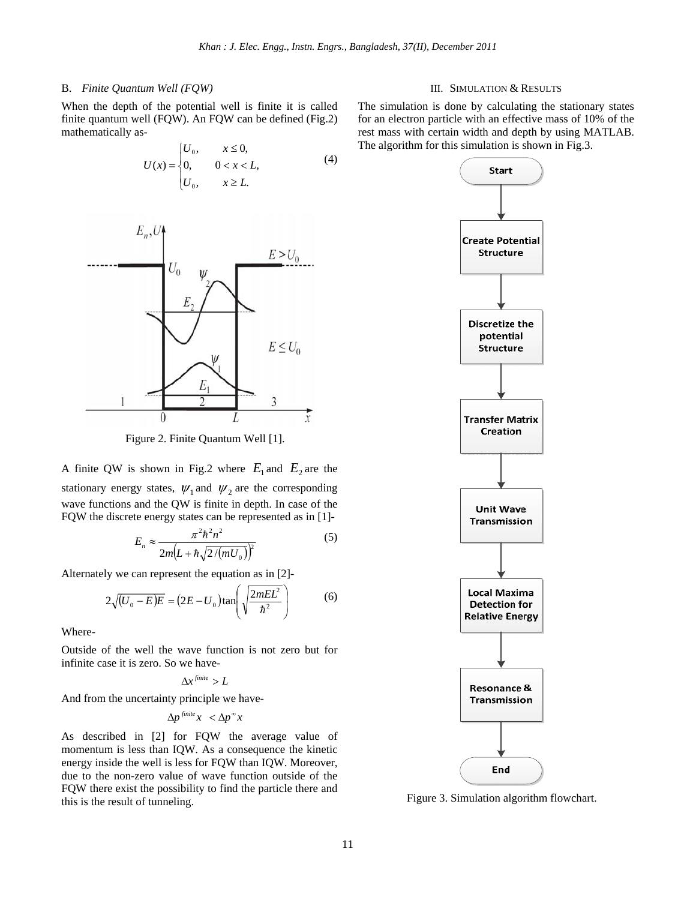### B. *Finite Quantum Well (FQW)*

When the depth of the potential well is finite it is called finite quantum well (FQW). An FQW can be defined (Fig.2) mathematically as-

$$U(x) = \begin{cases} U_0, & x \le 0, \\ 0, & 0 < x < L, \\ U_0, & x \ge L. \end{cases} \quad (4)$$

Figure 2. Finite Quantum Well [1].

A finite QW is shown in Fig.2 where $E_1$ and $E_2$ are the stationary energy states, $\psi_1$ and $\psi_2$ are the corresponding wave functions and the QW is finite in depth. In case of the FQW the discrete energy states can be represented as in [1]-

$$E_n \approx \frac{\pi^2 \hbar^2 n^2}{2m\left(L + \hbar\sqrt{2/(mU_0)}\right)^2} \quad (5)$$

Alternately we can represent the equation as in [2]-

$$2\sqrt{(U_0 - E)E} = (2E - U_0)\tan\left(\sqrt{\frac{2mEL^2}{\hbar^2}}\right) \quad (6)$$

Where-

Outside of the well the wave function is not zero but for infinite case it is zero. So we have-

$$\Delta x^{finite} > L$$

And from the uncertainty principle we have-

$$\Delta p^{finite} x < \Delta p^{\infty} x$$

As described in [2] for FQW the average value of momentum is less than IQW. As a consequence the kinetic energy inside the well is less for FQW than IQW. Moreover, due to the non-zero value of wave function outside of the FQW there exist the possibility to find the particle there and this is the result of tunneling.

## III. Simulation & Results

The simulation is done by calculating the stationary states for an electron particle with an effective mass of 10% of the rest mass with certain width and depth by using MATLAB. The algorithm for this simulation is shown in Fig.3.

Start → Create Potential Structure → Discretize the potential Structure → Transfer Matrix Creation → Unit Wave Transmission → Local Maxima Detection for Relative Energy → Resonance & Transmission → End

Figure 3. Simulation algorithm flowchart.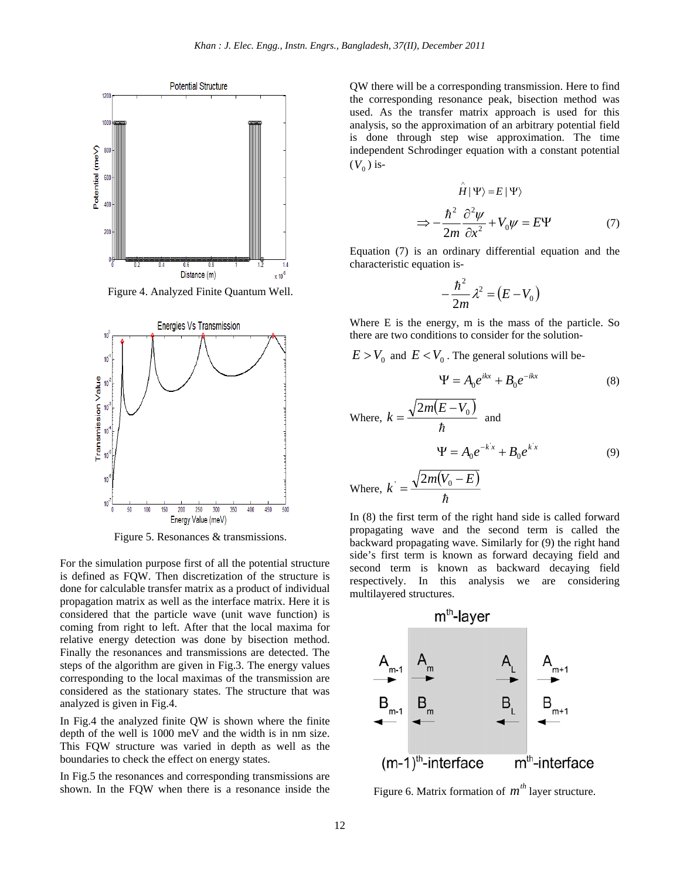Figure 4. Analyzed Finite Quantum Well.

Figure 5. Resonances & transmissions.

For the simulation purpose first of all the potential structure is defined as FQW. Then discretization of the structure is done for calculable transfer matrix as a product of individual propagation matrix as well as the interface matrix. Here it is considered that the particle wave (unit wave function) is coming from right to left. After that the local maxima for relative energy detection was done by bisection method. Finally the resonances and transmissions are detected. The steps of the algorithm are given in Fig.3. The energy values corresponding to the local maximas of the transmission are considered as the stationary states. The structure that was analyzed is given in Fig.4.

In Fig.4 the analyzed finite QW is shown where the finite depth of the well is 1000 meV and the width is in nm size. This FQW structure was varied in depth as well as the boundaries to check the effect on energy states.

In Fig.5 the resonances and corresponding transmissions are shown. In the FQW when there is a resonance inside the QW there will be a corresponding transmission. Here to find the corresponding resonance peak, bisection method was used. As the transfer matrix approach is used for this analysis, so the approximation of an arbitrary potential field is done through step wise approximation. The time independent Schrodinger equation with a constant potential $(V_0)$ is-

$$\hat{H}|\Psi\rangle = E|\Psi\rangle$$

$$\Rightarrow -\frac{\hbar^2}{2m}\frac{\partial^2\psi}{\partial x^2} + V_0\psi = E\Psi \qquad (7)$$

Equation (7) is an ordinary differential equation and the characteristic equation is-

$$-\frac{\hbar^2}{2m}\lambda^2 = (E - V_0)$$

Where E is the energy, m is the mass of the particle. So there are two conditions to consider for the solution-

$E > V_0$ and $E < V_0$. The general solutions will be-

$$\Psi = A_0 e^{ikx} + B_0 e^{-ikx} \qquad (8)$$

Where, $k = \dfrac{\sqrt{2m(E - V_0)}}{\hbar}$ and

$$\Psi = A_0 e^{-k'x} + B_0 e^{k'x} \qquad (9)$$

Where, $k' = \dfrac{\sqrt{2m(V_0 - E)}}{\hbar}$

In (8) the first term of the right hand side is called forward propagating wave and the second term is called the backward propagating wave. Similarly for (9) the right hand side's first term is known as forward decaying field and second term is known as backward decaying field respectively. In this analysis we are considering multilayered structures.

Figure 6. Matrix formation of $m^{th}$ layer structure.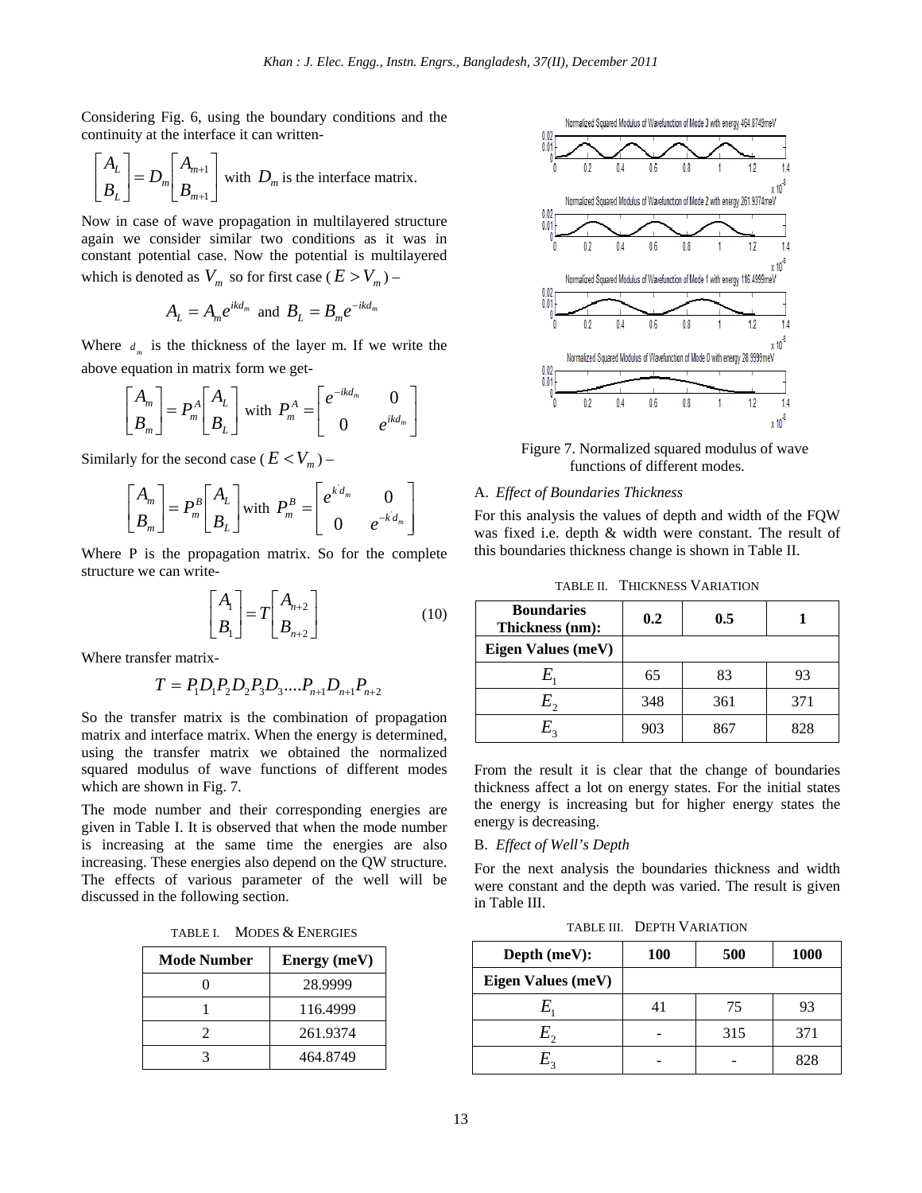Considering Fig. 6, using the boundary conditions and the continuity at the interface it can written-

$$\begin{bmatrix} A_L \\ B_L \end{bmatrix} = D_m \begin{bmatrix} A_{m+1} \\ B_{m+1} \end{bmatrix}$$ with $D_m$ is the interface matrix.

Now in case of wave propagation in multilayered structure again we consider similar two conditions as it was in constant potential case. Now the potential is multilayered which is denoted as $V_m$ so for first case ( $E > V_m$ ) –

$$A_L = A_m e^{ikd_m} \text{ and } B_L = B_m e^{-ikd_m}$$

Where $d_m$ is the thickness of the layer m. If we write the above equation in matrix form we get-

$$\begin{bmatrix} A_m \\ B_m \end{bmatrix} = P_m^A \begin{bmatrix} A_L \\ B_L \end{bmatrix} \text{ with } P_m^A = \begin{bmatrix} e^{-ikd_m} & 0 \\ 0 & e^{ikd_m} \end{bmatrix}$$

Similarly for the second case ( $E < V_m$ ) –

$$\begin{bmatrix} A_m \\ B_m \end{bmatrix} = P_m^B \begin{bmatrix} A_L \\ B_L \end{bmatrix} \text{ with } P_m^B = \begin{bmatrix} e^{k' d_m} & 0 \\ 0 & e^{-k' d_m} \end{bmatrix}$$

Where P is the propagation matrix. So for the complete structure we can write-

$$\begin{bmatrix} A_1 \\ B_1 \end{bmatrix} = T \begin{bmatrix} A_{n+2} \\ B_{n+2} \end{bmatrix} \quad (10)$$

Where transfer matrix-

$$T = P_1 D_1 P_2 D_2 P_3 D_3 \ldots P_{n+1} D_{n+1} P_{n+2}$$

So the transfer matrix is the combination of propagation matrix and interface matrix. When the energy is determined, using the transfer matrix we obtained the normalized squared modulus of wave functions of different modes which are shown in Fig. 7.

The mode number and their corresponding energies are given in Table I. It is observed that when the mode number is increasing at the same time the energies are also increasing. These energies also depend on the QW structure. The effects of various parameter of the well will be discussed in the following section.

TABLE I. MODES & ENERGIES

| Mode Number | Energy (meV) |
|---|---|
| 0 | 28.9999 |
| 1 | 116.4999 |
| 2 | 261.9374 |
| 3 | 464.8749 |

Figure 7. Normalized squared modulus of wave functions of different modes.

### A. *Effect of Boundaries Thickness*

For this analysis the values of depth and width of the FQW was fixed i.e. depth & width were constant. The result of this boundaries thickness change is shown in Table II.

TABLE II. THICKNESS VARIATION

| Boundaries Thickness (nm): | 0.2 | 0.5 | 1 |
|---|---|---|---|
| **Eigen Values (meV)** | | | |
| $E_1$ | 65 | 83 | 93 |
| $E_2$ | 348 | 361 | 371 |
| $E_3$ | 903 | 867 | 828 |

From the result it is clear that the change of boundaries thickness affect a lot on energy states. For the initial states the energy is increasing but for higher energy states the energy is decreasing.

### B. *Effect of Well's Depth*

For the next analysis the boundaries thickness and width were constant and the depth was varied. The result is given in Table III.

TABLE III. DEPTH VARIATION

| Depth (meV): | 100 | 500 | 1000 |
|---|---|---|---|
| **Eigen Values (meV)** | | | |
| $E_1$ | 41 | 75 | 93 |
| $E_2$ | - | 315 | 371 |
| $E_3$ | - | - | 828 |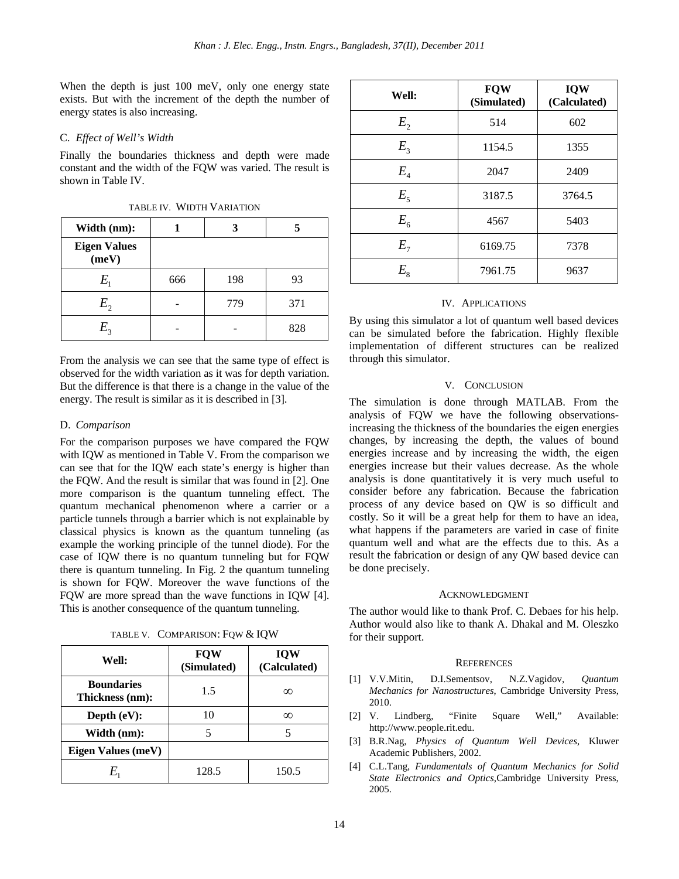When the depth is just 100 meV, only one energy state exists. But with the increment of the depth the number of energy states is also increasing.

### C. *Effect of Well's Width*

Finally the boundaries thickness and depth were made constant and the width of the FQW was varied. The result is shown in Table IV.

TABLE IV. WIDTH VARIATION

| Width (nm): | 1 | 3 | 5 |
|---|---|---|---|
| Eigen Values (meV) | | | |
| $E_1$ | 666 | 198 | 93 |
| $E_2$ | - | 779 | 371 |
| $E_3$ | - | - | 828 |

From the analysis we can see that the same type of effect is observed for the width variation as it was for depth variation. But the difference is that there is a change in the value of the energy. The result is similar as it is described in [3].

### D. *Comparison*

For the comparison purposes we have compared the FQW with IQW as mentioned in Table V. From the comparison we can see that for the IQW each state's energy is higher than the FQW. And the result is similar that was found in [2]. One more comparison is the quantum tunneling effect. The quantum mechanical phenomenon where a carrier or a particle tunnels through a barrier which is not explainable by classical physics is known as the quantum tunneling (as example the working principle of the tunnel diode). For the case of IQW there is no quantum tunneling but for FQW there is quantum tunneling. In Fig. 2 the quantum tunneling is shown for FQW. Moreover the wave functions of the FQW are more spread than the wave functions in IQW [4]. This is another consequence of the quantum tunneling.

TABLE V. COMPARISON: FQW & IQW

| Well: | FQW (Simulated) | IQW (Calculated) |
|---|---|---|
| Boundaries Thickness (nm): | 1.5 | $\infty$ |
| Depth (eV): | 10 | $\infty$ |
| Width (nm): | 5 | 5 |
| Eigen Values (meV) | | |
| $E_1$ | 128.5 | 150.5 |
| $E_2$ | 514 | 602 |
| $E_3$ | 1154.5 | 1355 |
| $E_4$ | 2047 | 2409 |
| $E_5$ | 3187.5 | 3764.5 |
| $E_6$ | 4567 | 5403 |
| $E_7$ | 6169.75 | 7378 |
| $E_8$ | 7961.75 | 9637 |

## IV. APPLICATIONS

By using this simulator a lot of quantum well based devices can be simulated before the fabrication. Highly flexible implementation of different structures can be realized through this simulator.

## V. CONCLUSION

The simulation is done through MATLAB. From the analysis of FQW we have the following observations-increasing the thickness of the boundaries the eigen energies changes, by increasing the depth, the values of bound energies increase and by increasing the width, the eigen energies increase but their values decrease. As the whole analysis is done quantitatively it is very much useful to consider before any fabrication. Because the fabrication process of any device based on QW is so difficult and costly. So it will be a great help for them to have an idea, what happens if the parameters are varied in case of finite quantum well and what are the effects due to this. As a result the fabrication or design of any QW based device can be done precisely.

## ACKNOWLEDGMENT

The author would like to thank Prof. C. Debaes for his help. Author would also like to thank A. Dhakal and M. Oleszko for their support.

## REFERENCES

[1] V.V.Mitin, D.I.Sementsov, N.Z.Vagidov, *Quantum Mechanics for Nanostructures*, Cambridge University Press, 2010.

[2] V. Lindberg, "Finite Square Well," Available: http://www.people.rit.edu.

[3] B.R.Nag, *Physics of Quantum Well Devices*, Kluwer Academic Publishers, 2002.

[4] C.L.Tang, *Fundamentals of Quantum Mechanics for Solid State Electronics and Optics*,Cambridge University Press, 2005.